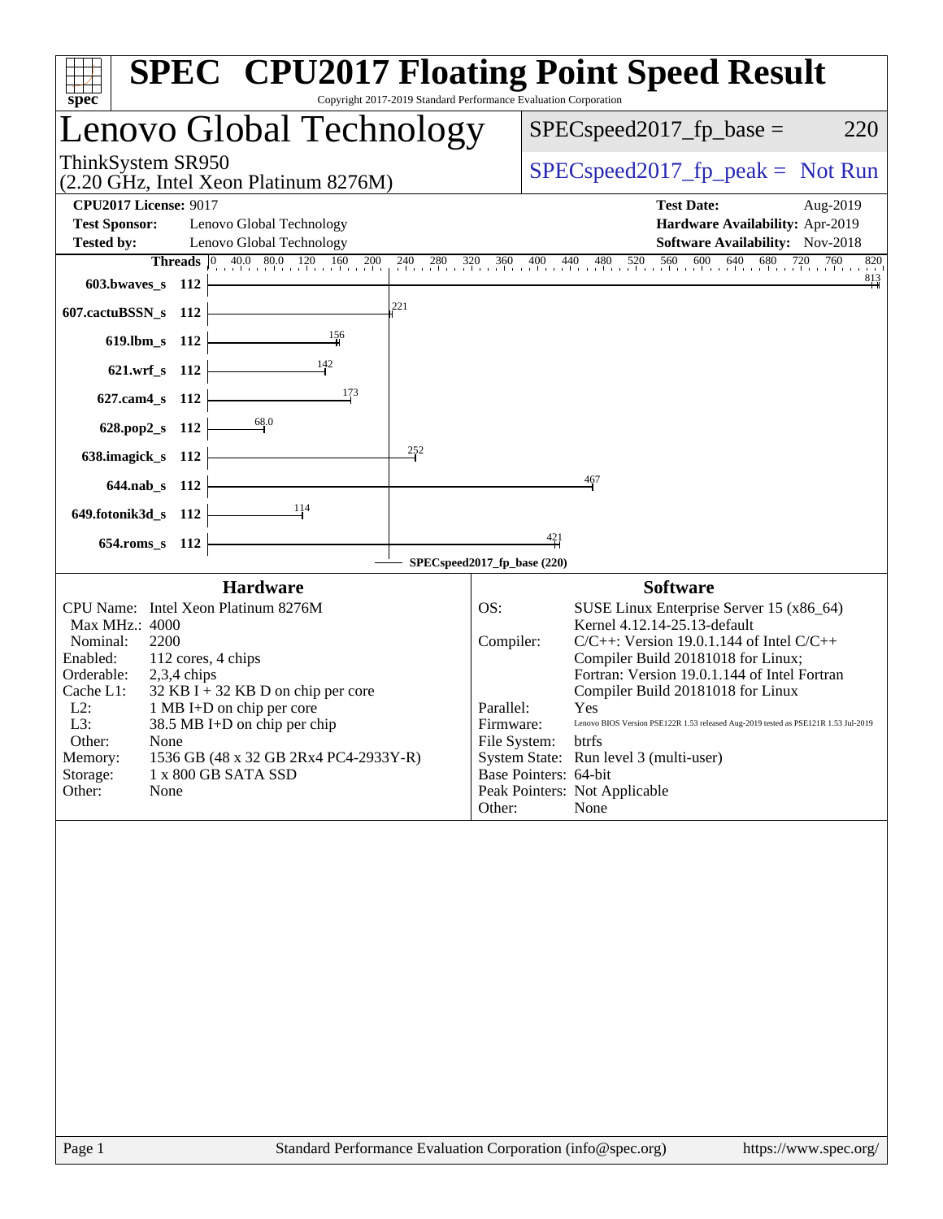# SPEC CPU2017 Floating Point Speed Result

Copyright 2017-2019 Standard Performance Evaluation Corporation

## Lenovo Global Technology

ThinkSystem SR950
(2.20 GHz, Intel Xeon Platinum 8276M)

SPECspeed2017_fp_base = 220

SPECspeed2017_fp_peak = Not Run

**CPU2017 License:** 9017
**Test Sponsor:** Lenovo Global Technology
**Tested by:** Lenovo Global Technology

**Test Date:** Aug-2019
**Hardware Availability:** Apr-2019
**Software Availability:** Nov-2018

| Benchmark | Threads | Base Ratio |
|---|---|---|
| 603.bwaves_s | 112 | 813 |
| 607.cactuBSSN_s | 112 | 221 |
| 619.lbm_s | 112 | 156 |
| 621.wrf_s | 112 | 142 |
| 627.cam4_s | 112 | 173 |
| 628.pop2_s | 112 | 68.0 |
| 638.imagick_s | 112 | 252 |
| 644.nab_s | 112 | 467 |
| 649.fotonik3d_s | 112 | 114 |
| 654.roms_s | 112 | 421 |

SPECspeed2017_fp_base (220)

### Hardware

| | |
|---|---|
| CPU Name: | Intel Xeon Platinum 8276M |
| Max MHz.: | 4000 |
| Nominal: | 2200 |
| Enabled: | 112 cores, 4 chips |
| Orderable: | 2,3,4 chips |
| Cache L1: | 32 KB I + 32 KB D on chip per core |
| L2: | 1 MB I+D on chip per core |
| L3: | 38.5 MB I+D on chip per chip |
| Other: | None |
| Memory: | 1536 GB (48 x 32 GB 2Rx4 PC4-2933Y-R) |
| Storage: | 1 x 800 GB SATA SSD |
| Other: | None |

### Software

| | |
|---|---|
| OS: | SUSE Linux Enterprise Server 15 (x86_64) Kernel 4.12.14-25.13-default |
| Compiler: | C/C++: Version 19.0.1.144 of Intel C/C++ Compiler Build 20181018 for Linux; Fortran: Version 19.0.1.144 of Intel Fortran Compiler Build 20181018 for Linux |
| Parallel: | Yes |
| Firmware: | Lenovo BIOS Version PSE122R 1.53 released Aug-2019 tested as PSE121R 1.53 Jul-2019 |
| File System: | btrfs |
| System State: | Run level 3 (multi-user) |
| Base Pointers: | 64-bit |
| Peak Pointers: | Not Applicable |
| Other: | None |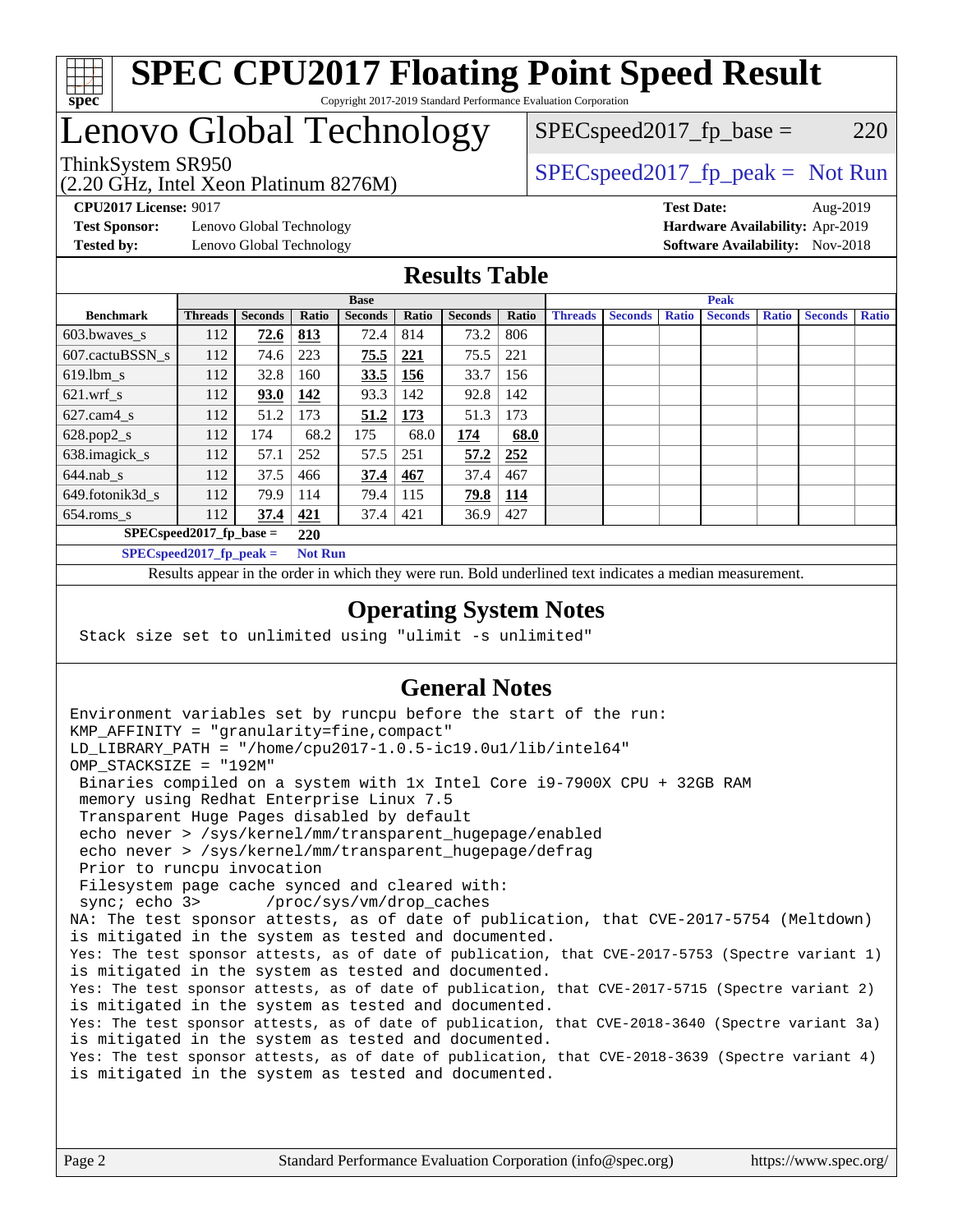# SPEC CPU2017 Floating Point Speed Result

Copyright 2017-2019 Standard Performance Evaluation Corporation

## Lenovo Global Technology

ThinkSystem SR950
(2.20 GHz, Intel Xeon Platinum 8276M)

SPECspeed2017_fp_base = 220

SPECspeed2017_fp_peak = Not Run

**CPU2017 License:** 9017
**Test Sponsor:** Lenovo Global Technology
**Tested by:** Lenovo Global Technology

**Test Date:** Aug-2019
**Hardware Availability:** Apr-2019
**Software Availability:** Nov-2018

## Results Table

| | Base | | | | | | | Peak | | | | | | |
|---|---|---|---|---|---|---|---|---|---|---|---|---|---|---|
| **Benchmark** | **Threads** | **Seconds** | **Ratio** | **Seconds** | **Ratio** | **Seconds** | **Ratio** | **Threads** | **Seconds** | **Ratio** | **Seconds** | **Ratio** | **Seconds** | **Ratio** |
| 603.bwaves_s | 112 | **72.6** | **813** | 72.4 | 814 | 73.2 | 806 | | | | | | | |
| 607.cactuBSSN_s | 112 | 74.6 | 223 | **75.5** | **221** | 75.5 | 221 | | | | | | | |
| 619.lbm_s | 112 | 32.8 | 160 | **33.5** | **156** | 33.7 | 156 | | | | | | | |
| 621.wrf_s | 112 | **93.0** | **142** | 93.3 | 142 | 92.8 | 142 | | | | | | | |
| 627.cam4_s | 112 | 51.2 | 173 | **51.2** | **173** | 51.3 | 173 | | | | | | | |
| 628.pop2_s | 112 | 174 | 68.2 | 175 | 68.0 | **174** | **68.0** | | | | | | | |
| 638.imagick_s | 112 | 57.1 | 252 | 57.5 | 251 | **57.2** | **252** | | | | | | | |
| 644.nab_s | 112 | 37.5 | 466 | **37.4** | **467** | 37.4 | 467 | | | | | | | |
| 649.fotonik3d_s | 112 | 79.9 | 114 | 79.4 | 115 | **79.8** | **114** | | | | | | | |
| 654.roms_s | 112 | **37.4** | **421** | 37.4 | 421 | 36.9 | 427 | | | | | | | |

**SPECspeed2017_fp_base = 220**

**SPECspeed2017_fp_peak = Not Run**

Results appear in the order in which they were run. Bold underlined text indicates a median measurement.

## Operating System Notes

```
Stack size set to unlimited using "ulimit -s unlimited"
```

## General Notes

```
Environment variables set by runcpu before the start of the run:
KMP_AFFINITY = "granularity=fine,compact"
LD_LIBRARY_PATH = "/home/cpu2017-1.0.5-ic19.0u1/lib/intel64"
OMP_STACKSIZE = "192M"
 Binaries compiled on a system with 1x Intel Core i9-7900X CPU + 32GB RAM
 memory using Redhat Enterprise Linux 7.5
 Transparent Huge Pages disabled by default
 echo never > /sys/kernel/mm/transparent_hugepage/enabled
 echo never > /sys/kernel/mm/transparent_hugepage/defrag
 Prior to runcpu invocation
 Filesystem page cache synced and cleared with:
 sync; echo 3>       /proc/sys/vm/drop_caches
NA: The test sponsor attests, as of date of publication, that CVE-2017-5754 (Meltdown)
is mitigated in the system as tested and documented.
Yes: The test sponsor attests, as of date of publication, that CVE-2017-5753 (Spectre variant 1)
is mitigated in the system as tested and documented.
Yes: The test sponsor attests, as of date of publication, that CVE-2017-5715 (Spectre variant 2)
is mitigated in the system as tested and documented.
Yes: The test sponsor attests, as of date of publication, that CVE-2018-3640 (Spectre variant 3a)
is mitigated in the system as tested and documented.
Yes: The test sponsor attests, as of date of publication, that CVE-2018-3639 (Spectre variant 4)
is mitigated in the system as tested and documented.
```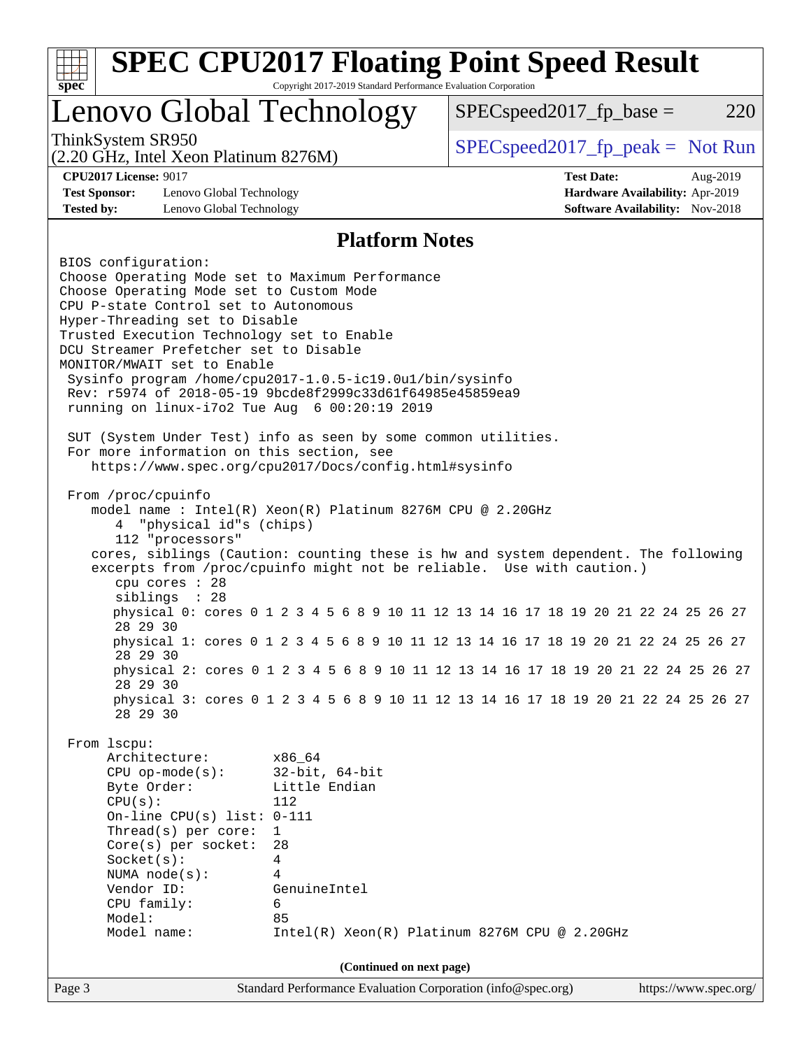# SPEC CPU2017 Floating Point Speed Result

Copyright 2017-2019 Standard Performance Evaluation Corporation

## Lenovo Global Technology

ThinkSystem SR950
(2.20 GHz, Intel Xeon Platinum 8276M)

SPECspeed2017_fp_base = 220

SPECspeed2017_fp_peak = Not Run

**CPU2017 License:** 9017
**Test Sponsor:** Lenovo Global Technology
**Tested by:** Lenovo Global Technology

**Test Date:** Aug-2019
**Hardware Availability:** Apr-2019
**Software Availability:** Nov-2018

## Platform Notes

```
BIOS configuration:
Choose Operating Mode set to Maximum Performance
Choose Operating Mode set to Custom Mode
CPU P-state Control set to Autonomous
Hyper-Threading set to Disable
Trusted Execution Technology set to Enable
DCU Streamer Prefetcher set to Disable
MONITOR/MWAIT set to Enable
 Sysinfo program /home/cpu2017-1.0.5-ic19.0u1/bin/sysinfo
 Rev: r5974 of 2018-05-19 9bcde8f2999c33d61f64985e45859ea9
 running on linux-i7o2 Tue Aug  6 00:20:19 2019

 SUT (System Under Test) info as seen by some common utilities.
 For more information on this section, see
    https://www.spec.org/cpu2017/Docs/config.html#sysinfo

 From /proc/cpuinfo
    model name : Intel(R) Xeon(R) Platinum 8276M CPU @ 2.20GHz
       4  "physical id"s (chips)
       112 "processors"
    cores, siblings (Caution: counting these is hw and system dependent. The following
    excerpts from /proc/cpuinfo might not be reliable.  Use with caution.)
       cpu cores : 28
       siblings  : 28
       physical 0: cores 0 1 2 3 4 5 6 8 9 10 11 12 13 14 16 17 18 19 20 21 22 24 25 26 27
       28 29 30
       physical 1: cores 0 1 2 3 4 5 6 8 9 10 11 12 13 14 16 17 18 19 20 21 22 24 25 26 27
       28 29 30
       physical 2: cores 0 1 2 3 4 5 6 8 9 10 11 12 13 14 16 17 18 19 20 21 22 24 25 26 27
       28 29 30
       physical 3: cores 0 1 2 3 4 5 6 8 9 10 11 12 13 14 16 17 18 19 20 21 22 24 25 26 27
       28 29 30

 From lscpu:
      Architecture:        x86_64
      CPU op-mode(s):      32-bit, 64-bit
      Byte Order:          Little Endian
      CPU(s):              112
      On-line CPU(s) list: 0-111
      Thread(s) per core:  1
      Core(s) per socket:  28
      Socket(s):           4
      NUMA node(s):        4
      Vendor ID:           GenuineIntel
      CPU family:          6
      Model:               85
      Model name:          Intel(R) Xeon(R) Platinum 8276M CPU @ 2.20GHz
```

**(Continued on next page)**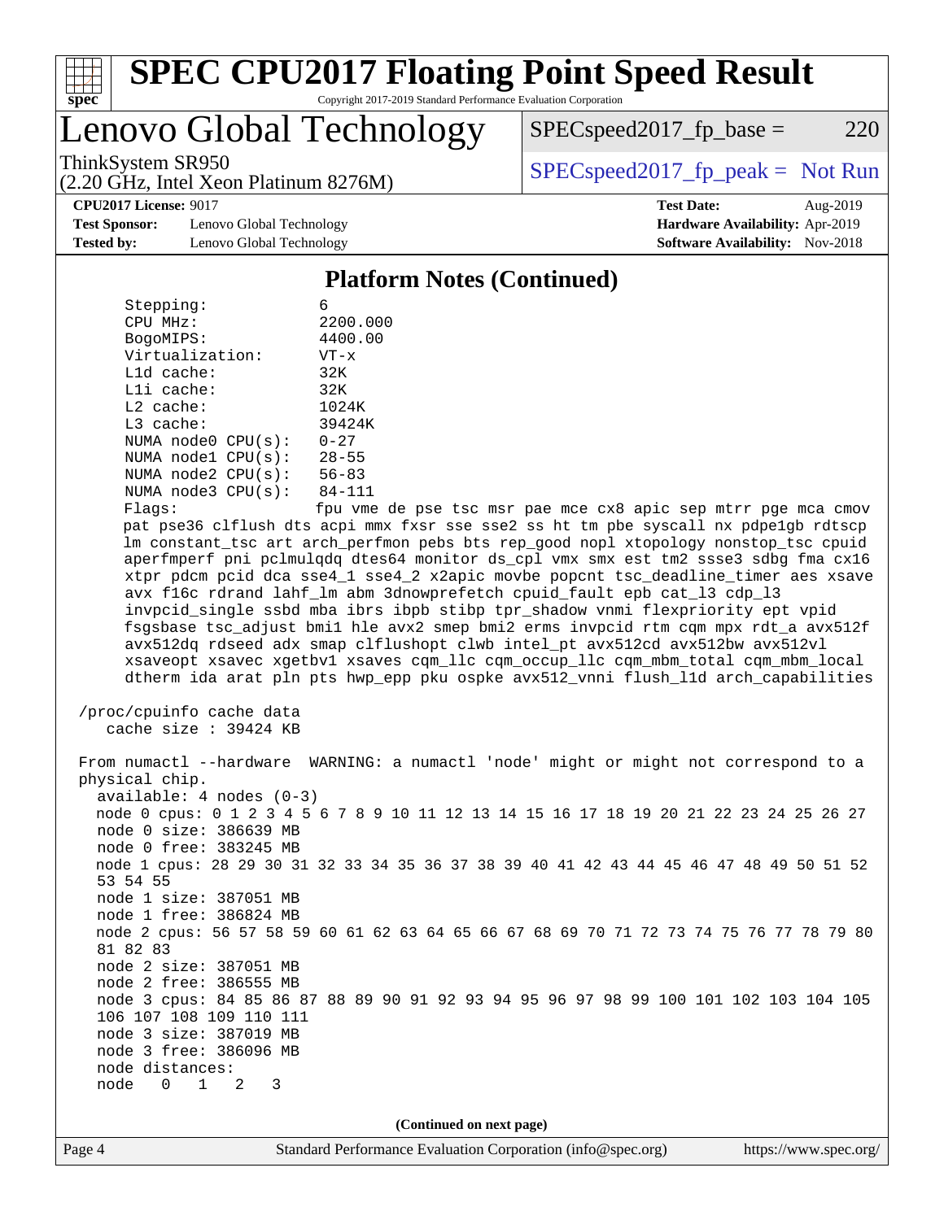## Platform Notes (Continued)

```
      Stepping:            6
      CPU MHz:             2200.000
      BogoMIPS:            4400.00
      Virtualization:      VT-x
      L1d cache:           32K
      L1i cache:           32K
      L2 cache:            1024K
      L3 cache:            39424K
      NUMA node0 CPU(s):   0-27
      NUMA node1 CPU(s):   28-55
      NUMA node2 CPU(s):   56-83
      NUMA node3 CPU(s):   84-111
      Flags:               fpu vme de pse tsc msr pae mce cx8 apic sep mtrr pge mca cmov
      pat pse36 clflush dts acpi mmx fxsr sse sse2 ss ht tm pbe syscall nx pdpe1gb rdtscp
      lm constant_tsc art arch_perfmon pebs bts rep_good nopl xtopology nonstop_tsc cpuid
      aperfmperf pni pclmulqdq dtes64 monitor ds_cpl vmx smx est tm2 ssse3 sdbg fma cx16
      xtpr pdcm pcid dca sse4_1 sse4_2 x2apic movbe popcnt tsc_deadline_timer aes xsave
      avx f16c rdrand lahf_lm abm 3dnowprefetch cpuid_fault epb cat_l3 cdp_l3
      invpcid_single ssbd mba ibrs ibpb stibp tpr_shadow vnmi flexpriority ept vpid
      fsgsbase tsc_adjust bmi1 hle avx2 smep bmi2 erms invpcid rtm cqm mpx rdt_a avx512f
      avx512dq rdseed adx smap clflushopt clwb intel_pt avx512cd avx512bw avx512vl
      xsaveopt xsavec xgetbv1 xsaves cqm_llc cqm_occup_llc cqm_mbm_total cqm_mbm_local
      dtherm ida arat pln pts hwp_epp pku ospke avx512_vnni flush_l1d arch_capabilities

 /proc/cpuinfo cache data
    cache size : 39424 KB

 From numactl --hardware  WARNING: a numactl 'node' might or might not correspond to a
 physical chip.
   available: 4 nodes (0-3)
   node 0 cpus: 0 1 2 3 4 5 6 7 8 9 10 11 12 13 14 15 16 17 18 19 20 21 22 23 24 25 26 27
   node 0 size: 386639 MB
   node 0 free: 383245 MB
   node 1 cpus: 28 29 30 31 32 33 34 35 36 37 38 39 40 41 42 43 44 45 46 47 48 49 50 51 52
   53 54 55
   node 1 size: 387051 MB
   node 1 free: 386824 MB
   node 2 cpus: 56 57 58 59 60 61 62 63 64 65 66 67 68 69 70 71 72 73 74 75 76 77 78 79 80
   81 82 83
   node 2 size: 387051 MB
   node 2 free: 386555 MB
   node 3 cpus: 84 85 86 87 88 89 90 91 92 93 94 95 96 97 98 99 100 101 102 103 104 105
   106 107 108 109 110 111
   node 3 size: 387019 MB
   node 3 free: 386096 MB
   node distances:
   node   0   1   2   3
```

(Continued on next page)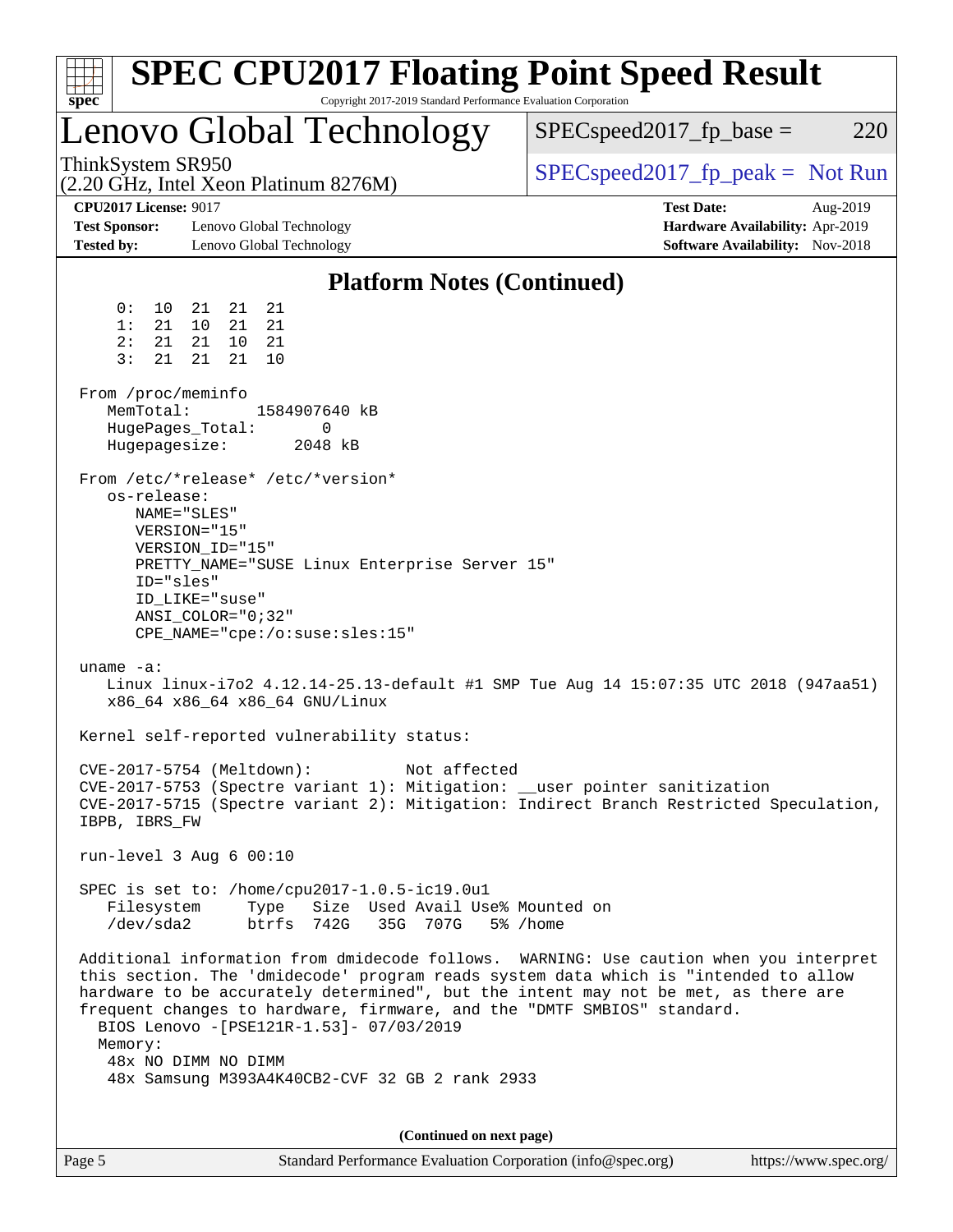## Platform Notes (Continued)

```
     0:  10  21  21  21
     1:  21  10  21  21
     2:  21  21  10  21
     3:  21  21  21  10

 From /proc/meminfo
    MemTotal:       1584907640 kB
    HugePages_Total:       0
    Hugepagesize:       2048 kB

 From /etc/*release* /etc/*version*
    os-release:
       NAME="SLES"
       VERSION="15"
       VERSION_ID="15"
       PRETTY_NAME="SUSE Linux Enterprise Server 15"
       ID="sles"
       ID_LIKE="suse"
       ANSI_COLOR="0;32"
       CPE_NAME="cpe:/o:suse:sles:15"

 uname -a:
    Linux linux-i7o2 4.12.14-25.13-default #1 SMP Tue Aug 14 15:07:35 UTC 2018 (947aa51)
    x86_64 x86_64 x86_64 GNU/Linux

 Kernel self-reported vulnerability status:

 CVE-2017-5754 (Meltdown):          Not affected
 CVE-2017-5753 (Spectre variant 1): Mitigation: __user pointer sanitization
 CVE-2017-5715 (Spectre variant 2): Mitigation: Indirect Branch Restricted Speculation,
 IBPB, IBRS_FW

 run-level 3 Aug 6 00:10

 SPEC is set to: /home/cpu2017-1.0.5-ic19.0u1
    Filesystem     Type   Size  Used Avail Use% Mounted on
    /dev/sda2      btrfs  742G   35G  707G   5% /home

 Additional information from dmidecode follows.  WARNING: Use caution when you interpret
 this section. The 'dmidecode' program reads system data which is "intended to allow
 hardware to be accurately determined", but the intent may not be met, as there are
 frequent changes to hardware, firmware, and the "DMTF SMBIOS" standard.
   BIOS Lenovo -[PSE121R-1.53]- 07/03/2019
   Memory:
    48x NO DIMM NO DIMM
    48x Samsung M393A4K40CB2-CVF 32 GB 2 rank 2933
```

**(Continued on next page)**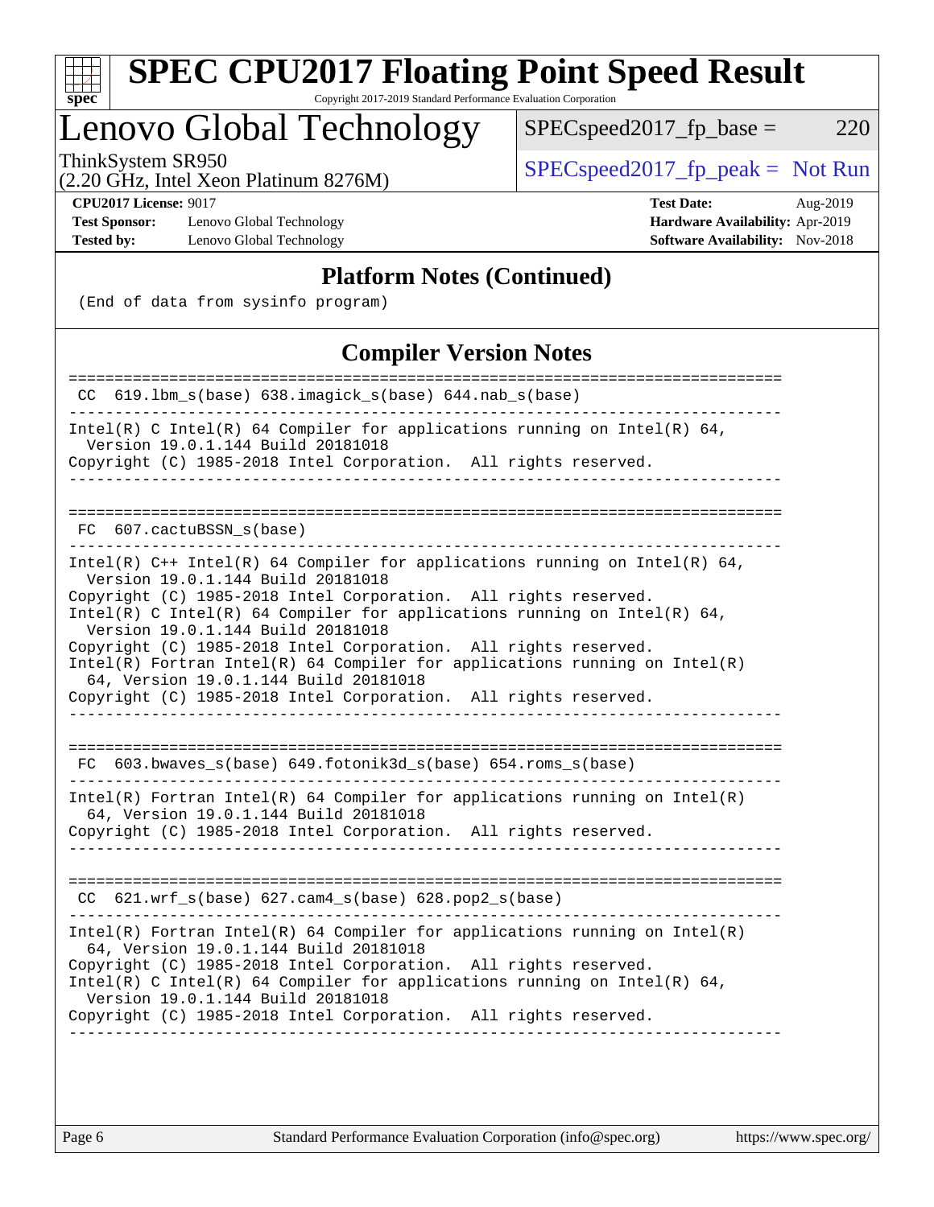## Platform Notes (Continued)

```
 (End of data from sysinfo program)
```

## Compiler Version Notes

```
==============================================================================
 CC  619.lbm_s(base) 638.imagick_s(base) 644.nab_s(base)
------------------------------------------------------------------------------
Intel(R) C Intel(R) 64 Compiler for applications running on Intel(R) 64,
  Version 19.0.1.144 Build 20181018
Copyright (C) 1985-2018 Intel Corporation.  All rights reserved.
------------------------------------------------------------------------------

==============================================================================
 FC  607.cactuBSSN_s(base)
------------------------------------------------------------------------------
Intel(R) C++ Intel(R) 64 Compiler for applications running on Intel(R) 64,
  Version 19.0.1.144 Build 20181018
Copyright (C) 1985-2018 Intel Corporation.  All rights reserved.
Intel(R) C Intel(R) 64 Compiler for applications running on Intel(R) 64,
  Version 19.0.1.144 Build 20181018
Copyright (C) 1985-2018 Intel Corporation.  All rights reserved.
Intel(R) Fortran Intel(R) 64 Compiler for applications running on Intel(R)
  64, Version 19.0.1.144 Build 20181018
Copyright (C) 1985-2018 Intel Corporation.  All rights reserved.
------------------------------------------------------------------------------

==============================================================================
 FC  603.bwaves_s(base) 649.fotonik3d_s(base) 654.roms_s(base)
------------------------------------------------------------------------------
Intel(R) Fortran Intel(R) 64 Compiler for applications running on Intel(R)
  64, Version 19.0.1.144 Build 20181018
Copyright (C) 1985-2018 Intel Corporation.  All rights reserved.
------------------------------------------------------------------------------

==============================================================================
 CC  621.wrf_s(base) 627.cam4_s(base) 628.pop2_s(base)
------------------------------------------------------------------------------
Intel(R) Fortran Intel(R) 64 Compiler for applications running on Intel(R)
  64, Version 19.0.1.144 Build 20181018
Copyright (C) 1985-2018 Intel Corporation.  All rights reserved.
Intel(R) C Intel(R) 64 Compiler for applications running on Intel(R) 64,
  Version 19.0.1.144 Build 20181018
Copyright (C) 1985-2018 Intel Corporation.  All rights reserved.
------------------------------------------------------------------------------
```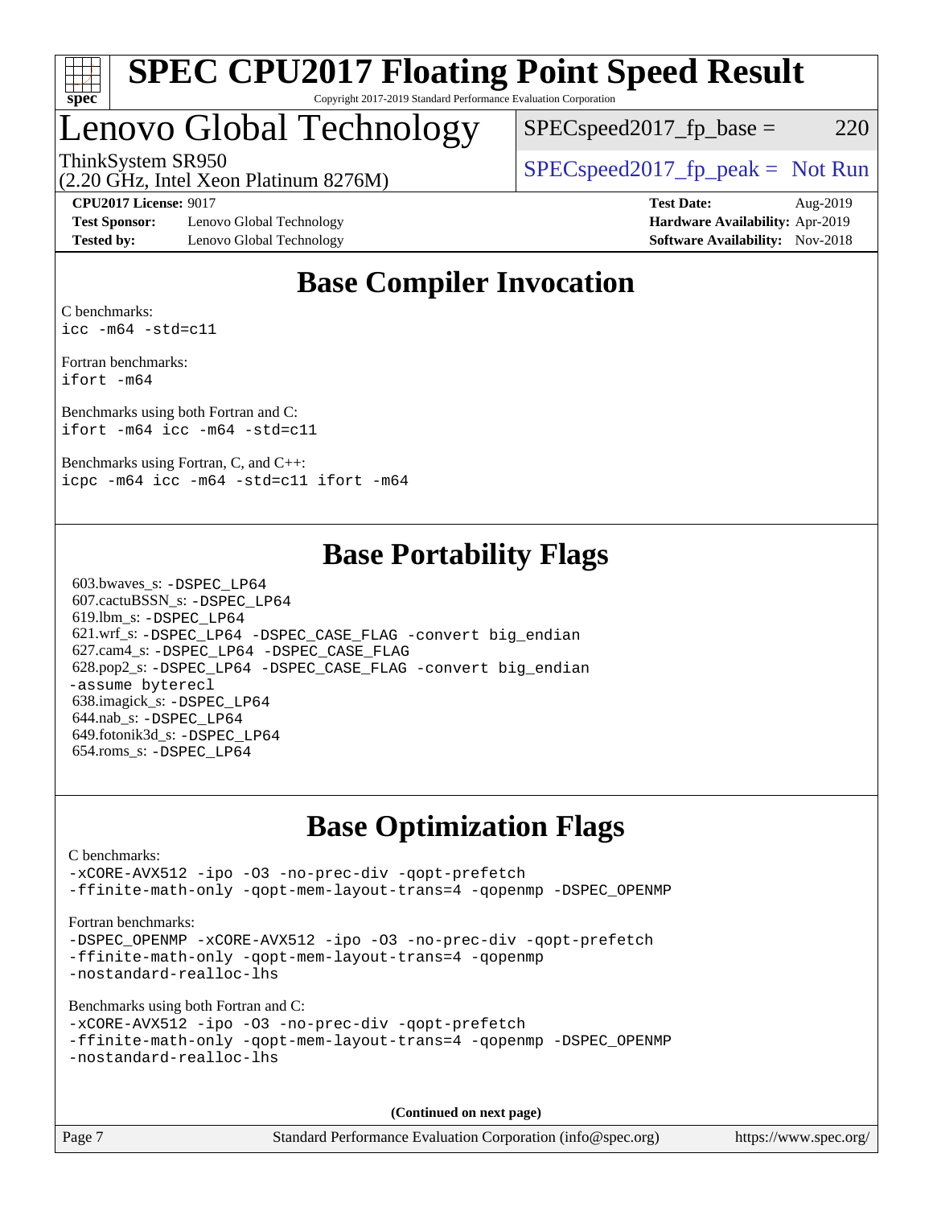# SPEC CPU2017 Floating Point Speed Result

Copyright 2017-2019 Standard Performance Evaluation Corporation

## Lenovo Global Technology

ThinkSystem SR950
(2.20 GHz, Intel Xeon Platinum 8276M)

SPECspeed2017_fp_base = 220

SPECspeed2017_fp_peak = Not Run

**CPU2017 License:** 9017
**Test Sponsor:** Lenovo Global Technology
**Tested by:** Lenovo Global Technology

**Test Date:** Aug-2019
**Hardware Availability:** Apr-2019
**Software Availability:** Nov-2018

## Base Compiler Invocation

C benchmarks:
```
icc -m64 -std=c11
```

Fortran benchmarks:
```
ifort -m64
```

Benchmarks using both Fortran and C:
```
ifort -m64 icc -m64 -std=c11
```

Benchmarks using Fortran, C, and C++:
```
icpc -m64 icc -m64 -std=c11 ifort -m64
```

## Base Portability Flags

603.bwaves_s: -DSPEC_LP64
607.cactuBSSN_s: -DSPEC_LP64
619.lbm_s: -DSPEC_LP64
621.wrf_s: -DSPEC_LP64 -DSPEC_CASE_FLAG -convert big_endian
627.cam4_s: -DSPEC_LP64 -DSPEC_CASE_FLAG
628.pop2_s: -DSPEC_LP64 -DSPEC_CASE_FLAG -convert big_endian -assume byterecl
638.imagick_s: -DSPEC_LP64
644.nab_s: -DSPEC_LP64
649.fotonik3d_s: -DSPEC_LP64
654.roms_s: -DSPEC_LP64

## Base Optimization Flags

C benchmarks:
```
-xCORE-AVX512 -ipo -O3 -no-prec-div -qopt-prefetch
-ffinite-math-only -qopt-mem-layout-trans=4 -qopenmp -DSPEC_OPENMP
```

Fortran benchmarks:
```
-DSPEC_OPENMP -xCORE-AVX512 -ipo -O3 -no-prec-div -qopt-prefetch
-ffinite-math-only -qopt-mem-layout-trans=4 -qopenmp
-nostandard-realloc-lhs
```

Benchmarks using both Fortran and C:
```
-xCORE-AVX512 -ipo -O3 -no-prec-div -qopt-prefetch
-ffinite-math-only -qopt-mem-layout-trans=4 -qopenmp -DSPEC_OPENMP
-nostandard-realloc-lhs
```

**(Continued on next page)**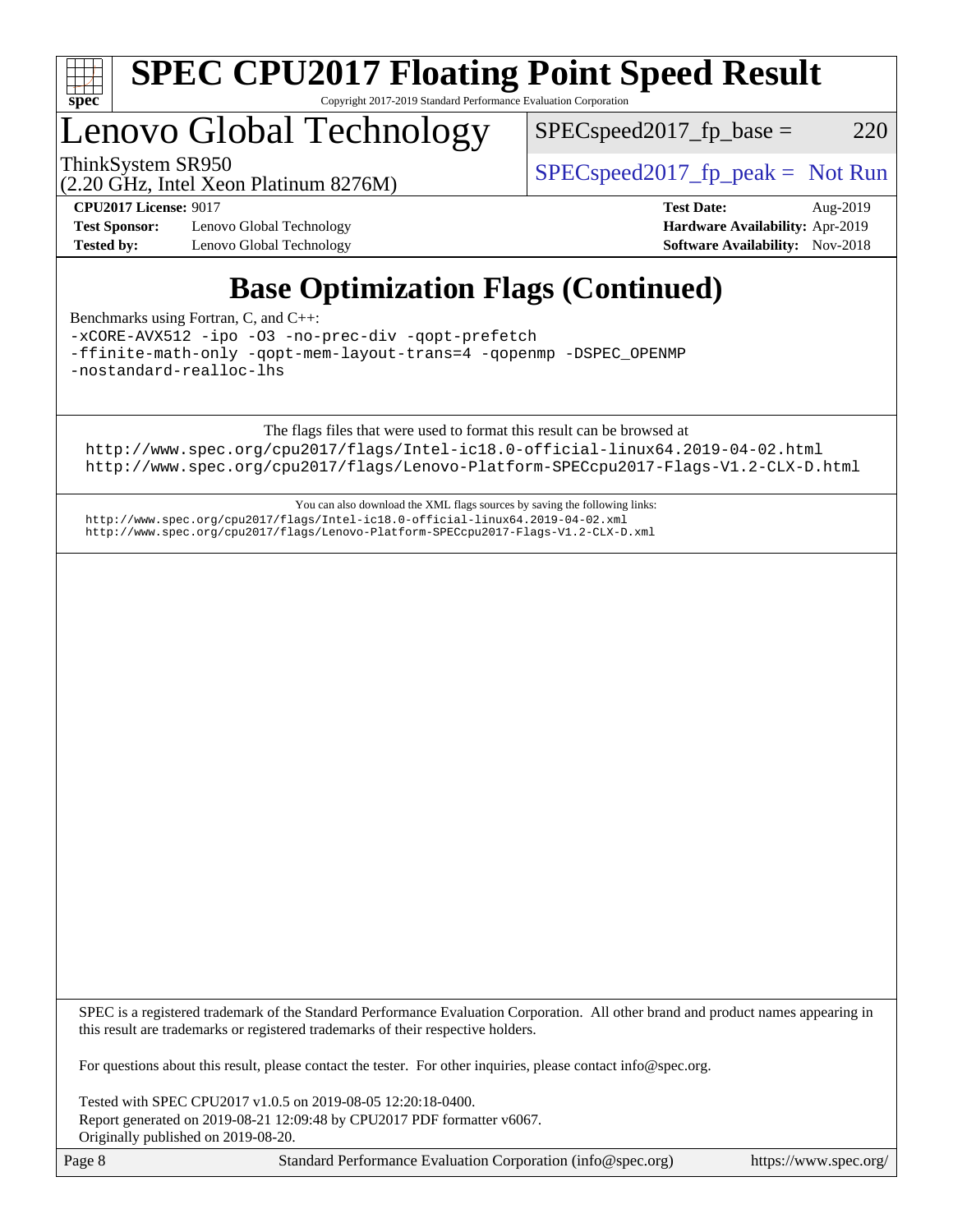# Base Optimization Flags (Continued)

Benchmarks using Fortran, C, and C++:

```
-xCORE-AVX512 -ipo -O3 -no-prec-div -qopt-prefetch
-ffinite-math-only -qopt-mem-layout-trans=4 -qopenmp -DSPEC_OPENMP
-nostandard-realloc-lhs
```

The flags files that were used to format this result can be browsed at

http://www.spec.org/cpu2017/flags/Intel-ic18.0-official-linux64.2019-04-02.html
http://www.spec.org/cpu2017/flags/Lenovo-Platform-SPECcpu2017-Flags-V1.2-CLX-D.html

You can also download the XML flags sources by saving the following links:

http://www.spec.org/cpu2017/flags/Intel-ic18.0-official-linux64.2019-04-02.xml
http://www.spec.org/cpu2017/flags/Lenovo-Platform-SPECcpu2017-Flags-V1.2-CLX-D.xml

SPEC is a registered trademark of the Standard Performance Evaluation Corporation. All other brand and product names appearing in this result are trademarks or registered trademarks of their respective holders.

For questions about this result, please contact the tester. For other inquiries, please contact info@spec.org.

Tested with SPEC CPU2017 v1.0.5 on 2019-08-05 12:20:18-0400.
Report generated on 2019-08-21 12:09:48 by CPU2017 PDF formatter v6067.
Originally published on 2019-08-20.